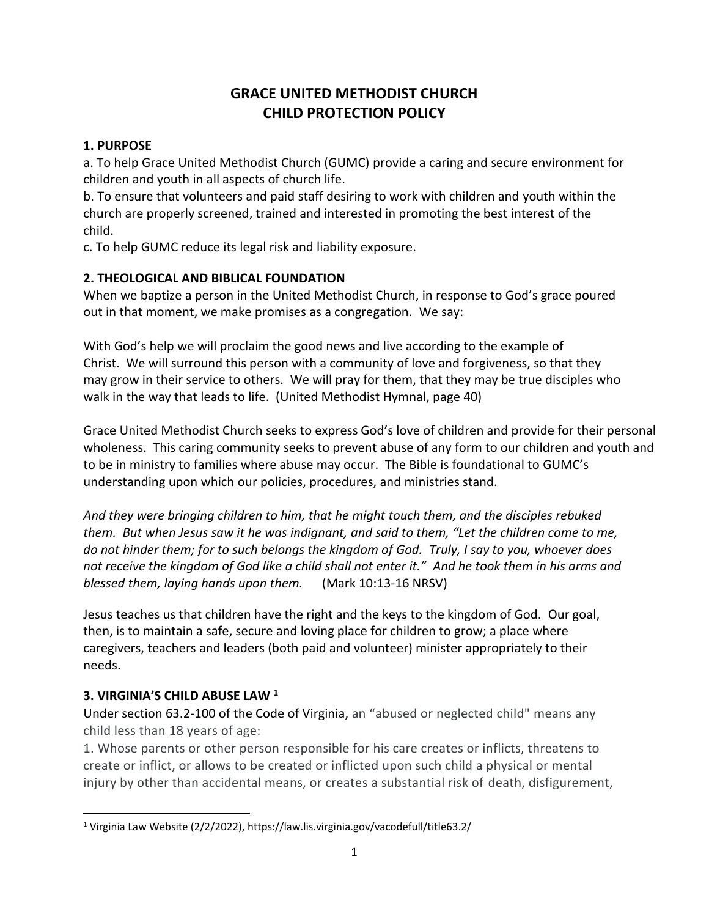# GRACE UNITED METHODIST CHURCH
# CHILD PROTECTION POLICY

## 1. PURPOSE

a. To help Grace United Methodist Church (GUMC) provide a caring and secure environment for children and youth in all aspects of church life.

b. To ensure that volunteers and paid staff desiring to work with children and youth within the church are properly screened, trained and interested in promoting the best interest of the child.

c. To help GUMC reduce its legal risk and liability exposure.

## 2. THEOLOGICAL AND BIBLICAL FOUNDATION

When we baptize a person in the United Methodist Church, in response to God's grace poured out in that moment, we make promises as a congregation. We say:

With God's help we will proclaim the good news and live according to the example of Christ. We will surround this person with a community of love and forgiveness, so that they may grow in their service to others. We will pray for them, that they may be true disciples who walk in the way that leads to life. (United Methodist Hymnal, page 40)

Grace United Methodist Church seeks to express God's love of children and provide for their personal wholeness. This caring community seeks to prevent abuse of any form to our children and youth and to be in ministry to families where abuse may occur. The Bible is foundational to GUMC's understanding upon which our policies, procedures, and ministries stand.

*And they were bringing children to him, that he might touch them, and the disciples rebuked them. But when Jesus saw it he was indignant, and said to them, "Let the children come to me, do not hinder them; for to such belongs the kingdom of God. Truly, I say to you, whoever does not receive the kingdom of God like a child shall not enter it." And he took them in his arms and blessed them, laying hands upon them.* (Mark 10:13-16 NRSV)

Jesus teaches us that children have the right and the keys to the kingdom of God. Our goal, then, is to maintain a safe, secure and loving place for children to grow; a place where caregivers, teachers and leaders (both paid and volunteer) minister appropriately to their needs.

## 3. VIRGINIA'S CHILD ABUSE LAW [1]

Under section 63.2-100 of the Code of Virginia, an "abused or neglected child" means any child less than 18 years of age:

1. Whose parents or other person responsible for his care creates or inflicts, threatens to create or inflict, or allows to be created or inflicted upon such child a physical or mental injury by other than accidental means, or creates a substantial risk of death, disfigurement,

---

[1] Virginia Law Website (2/2/2022), https://law.lis.virginia.gov/vacodefull/title63.2/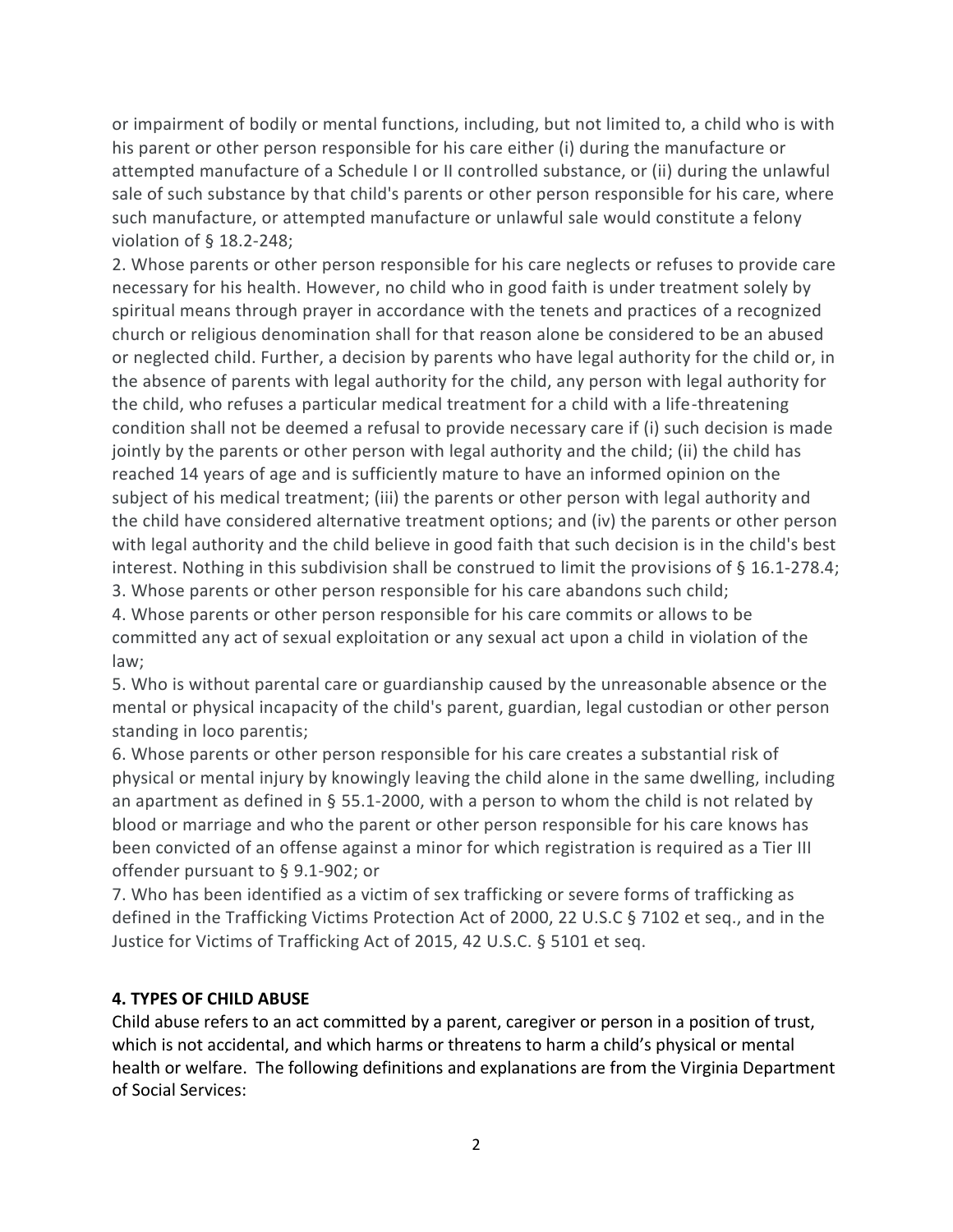or impairment of bodily or mental functions, including, but not limited to, a child who is with his parent or other person responsible for his care either (i) during the manufacture or attempted manufacture of a Schedule I or II controlled substance, or (ii) during the unlawful sale of such substance by that child's parents or other person responsible for his care, where such manufacture, or attempted manufacture or unlawful sale would constitute a felony violation of § 18.2-248;

2. Whose parents or other person responsible for his care neglects or refuses to provide care necessary for his health. However, no child who in good faith is under treatment solely by spiritual means through prayer in accordance with the tenets and practices of a recognized church or religious denomination shall for that reason alone be considered to be an abused or neglected child. Further, a decision by parents who have legal authority for the child or, in the absence of parents with legal authority for the child, any person with legal authority for the child, who refuses a particular medical treatment for a child with a life-threatening condition shall not be deemed a refusal to provide necessary care if (i) such decision is made jointly by the parents or other person with legal authority and the child; (ii) the child has reached 14 years of age and is sufficiently mature to have an informed opinion on the subject of his medical treatment; (iii) the parents or other person with legal authority and the child have considered alternative treatment options; and (iv) the parents or other person with legal authority and the child believe in good faith that such decision is in the child's best interest. Nothing in this subdivision shall be construed to limit the provisions of § 16.1-278.4;

3. Whose parents or other person responsible for his care abandons such child;

4. Whose parents or other person responsible for his care commits or allows to be committed any act of sexual exploitation or any sexual act upon a child in violation of the law;

5. Who is without parental care or guardianship caused by the unreasonable absence or the mental or physical incapacity of the child's parent, guardian, legal custodian or other person standing in loco parentis;

6. Whose parents or other person responsible for his care creates a substantial risk of physical or mental injury by knowingly leaving the child alone in the same dwelling, including an apartment as defined in § 55.1-2000, with a person to whom the child is not related by blood or marriage and who the parent or other person responsible for his care knows has been convicted of an offense against a minor for which registration is required as a Tier III offender pursuant to § 9.1-902; or

7. Who has been identified as a victim of sex trafficking or severe forms of trafficking as defined in the Trafficking Victims Protection Act of 2000, 22 U.S.C § 7102 et seq., and in the Justice for Victims of Trafficking Act of 2015, 42 U.S.C. § 5101 et seq.

## 4. TYPES OF CHILD ABUSE

Child abuse refers to an act committed by a parent, caregiver or person in a position of trust, which is not accidental, and which harms or threatens to harm a child's physical or mental health or welfare. The following definitions and explanations are from the Virginia Department of Social Services: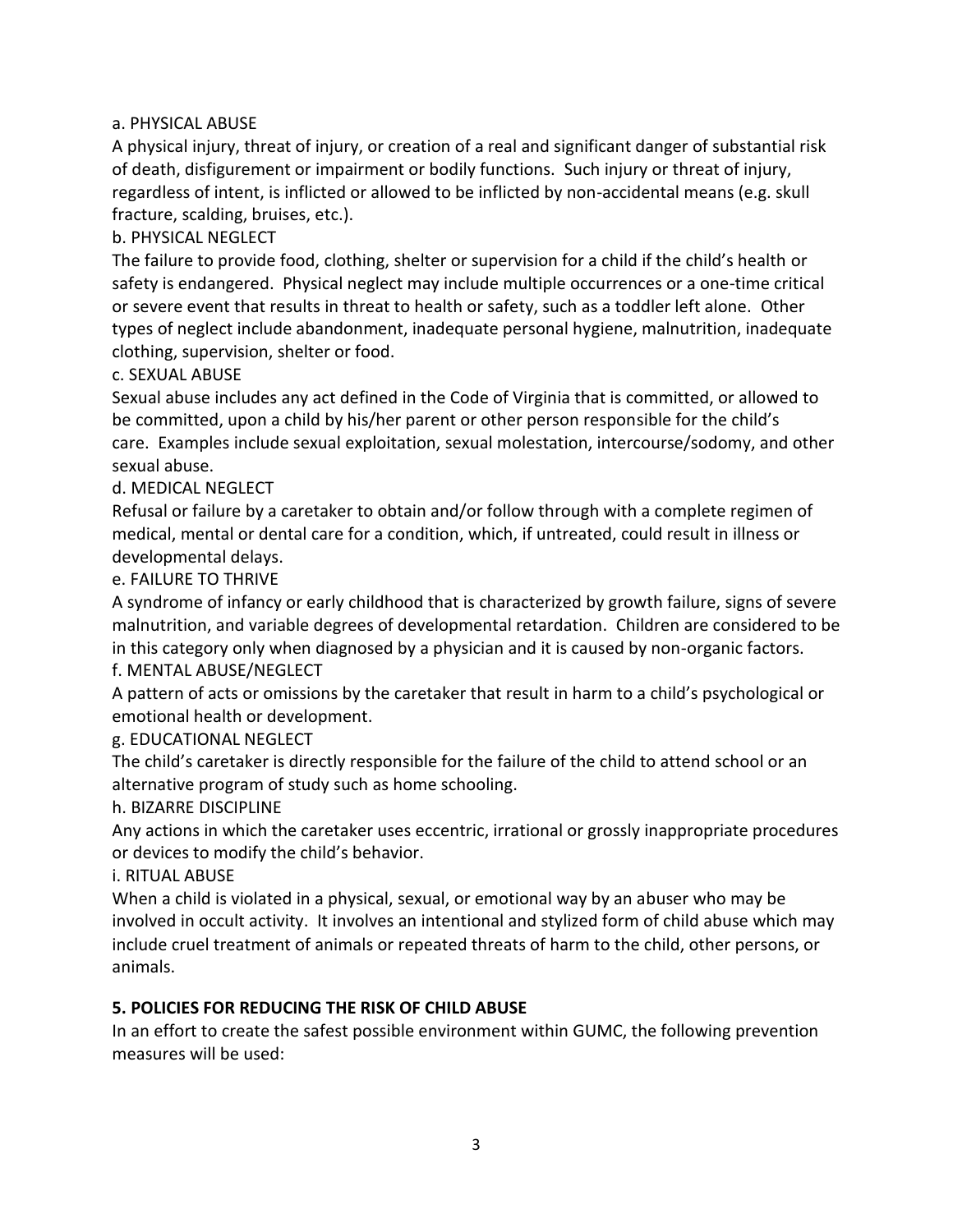a. PHYSICAL ABUSE

A physical injury, threat of injury, or creation of a real and significant danger of substantial risk of death, disfigurement or impairment or bodily functions. Such injury or threat of injury, regardless of intent, is inflicted or allowed to be inflicted by non-accidental means (e.g. skull fracture, scalding, bruises, etc.).

b. PHYSICAL NEGLECT

The failure to provide food, clothing, shelter or supervision for a child if the child's health or safety is endangered. Physical neglect may include multiple occurrences or a one-time critical or severe event that results in threat to health or safety, such as a toddler left alone. Other types of neglect include abandonment, inadequate personal hygiene, malnutrition, inadequate clothing, supervision, shelter or food.

c. SEXUAL ABUSE

Sexual abuse includes any act defined in the Code of Virginia that is committed, or allowed to be committed, upon a child by his/her parent or other person responsible for the child's care. Examples include sexual exploitation, sexual molestation, intercourse/sodomy, and other sexual abuse.

d. MEDICAL NEGLECT

Refusal or failure by a caretaker to obtain and/or follow through with a complete regimen of medical, mental or dental care for a condition, which, if untreated, could result in illness or developmental delays.

e. FAILURE TO THRIVE

A syndrome of infancy or early childhood that is characterized by growth failure, signs of severe malnutrition, and variable degrees of developmental retardation. Children are considered to be in this category only when diagnosed by a physician and it is caused by non-organic factors.

f. MENTAL ABUSE/NEGLECT

A pattern of acts or omissions by the caretaker that result in harm to a child's psychological or emotional health or development.

g. EDUCATIONAL NEGLECT

The child's caretaker is directly responsible for the failure of the child to attend school or an alternative program of study such as home schooling.

h. BIZARRE DISCIPLINE

Any actions in which the caretaker uses eccentric, irrational or grossly inappropriate procedures or devices to modify the child's behavior.

i. RITUAL ABUSE

When a child is violated in a physical, sexual, or emotional way by an abuser who may be involved in occult activity. It involves an intentional and stylized form of child abuse which may include cruel treatment of animals or repeated threats of harm to the child, other persons, or animals.

## 5. POLICIES FOR REDUCING THE RISK OF CHILD ABUSE

In an effort to create the safest possible environment within GUMC, the following prevention measures will be used: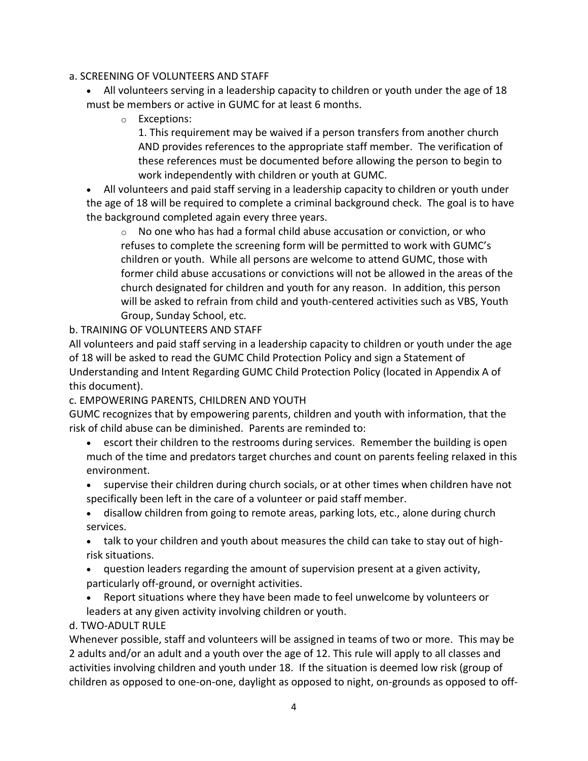a. SCREENING OF VOLUNTEERS AND STAFF

- All volunteers serving in a leadership capacity to children or youth under the age of 18 must be members or active in GUMC for at least 6 months.
  - Exceptions:

    1. This requirement may be waived if a person transfers from another church AND provides references to the appropriate staff member. The verification of these references must be documented before allowing the person to begin to work independently with children or youth at GUMC.
- All volunteers and paid staff serving in a leadership capacity to children or youth under the age of 18 will be required to complete a criminal background check. The goal is to have the background completed again every three years.
  - No one who has had a formal child abuse accusation or conviction, or who refuses to complete the screening form will be permitted to work with GUMC's children or youth. While all persons are welcome to attend GUMC, those with former child abuse accusations or convictions will not be allowed in the areas of the church designated for children and youth for any reason. In addition, this person will be asked to refrain from child and youth-centered activities such as VBS, Youth Group, Sunday School, etc.

b. TRAINING OF VOLUNTEERS AND STAFF

All volunteers and paid staff serving in a leadership capacity to children or youth under the age of 18 will be asked to read the GUMC Child Protection Policy and sign a Statement of Understanding and Intent Regarding GUMC Child Protection Policy (located in Appendix A of this document).

c. EMPOWERING PARENTS, CHILDREN AND YOUTH

GUMC recognizes that by empowering parents, children and youth with information, that the risk of child abuse can be diminished. Parents are reminded to:

- escort their children to the restrooms during services. Remember the building is open much of the time and predators target churches and count on parents feeling relaxed in this environment.
- supervise their children during church socials, or at other times when children have not specifically been left in the care of a volunteer or paid staff member.
- disallow children from going to remote areas, parking lots, etc., alone during church services.
- talk to your children and youth about measures the child can take to stay out of high-risk situations.
- question leaders regarding the amount of supervision present at a given activity, particularly off-ground, or overnight activities.
- Report situations where they have been made to feel unwelcome by volunteers or leaders at any given activity involving children or youth.

d. TWO-ADULT RULE

Whenever possible, staff and volunteers will be assigned in teams of two or more. This may be 2 adults and/or an adult and a youth over the age of 12. This rule will apply to all classes and activities involving children and youth under 18. If the situation is deemed low risk (group of children as opposed to one-on-one, daylight as opposed to night, on-grounds as opposed to off-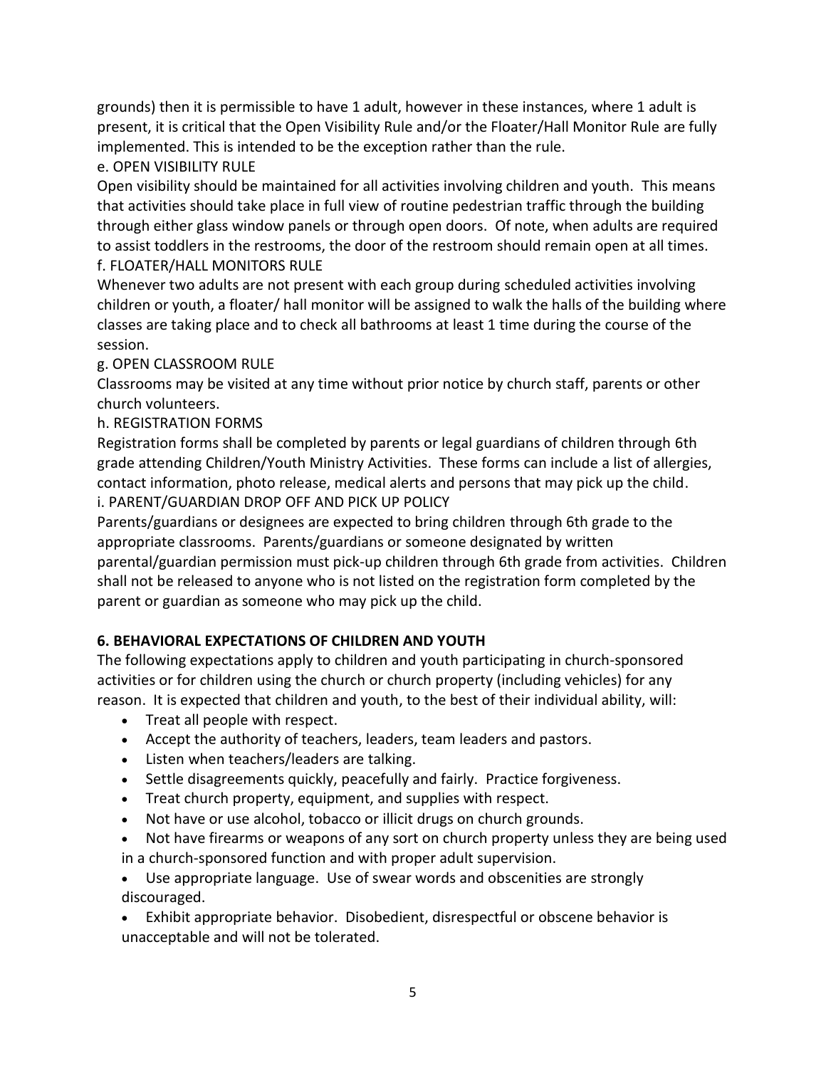grounds) then it is permissible to have 1 adult, however in these instances, where 1 adult is present, it is critical that the Open Visibility Rule and/or the Floater/Hall Monitor Rule are fully implemented. This is intended to be the exception rather than the rule.

e. OPEN VISIBILITY RULE

Open visibility should be maintained for all activities involving children and youth. This means that activities should take place in full view of routine pedestrian traffic through the building through either glass window panels or through open doors. Of note, when adults are required to assist toddlers in the restrooms, the door of the restroom should remain open at all times.

f. FLOATER/HALL MONITORS RULE

Whenever two adults are not present with each group during scheduled activities involving children or youth, a floater/ hall monitor will be assigned to walk the halls of the building where classes are taking place and to check all bathrooms at least 1 time during the course of the session.

g. OPEN CLASSROOM RULE

Classrooms may be visited at any time without prior notice by church staff, parents or other church volunteers.

h. REGISTRATION FORMS

Registration forms shall be completed by parents or legal guardians of children through 6th grade attending Children/Youth Ministry Activities. These forms can include a list of allergies, contact information, photo release, medical alerts and persons that may pick up the child.

i. PARENT/GUARDIAN DROP OFF AND PICK UP POLICY

Parents/guardians or designees are expected to bring children through 6th grade to the appropriate classrooms. Parents/guardians or someone designated by written parental/guardian permission must pick-up children through 6th grade from activities. Children shall not be released to anyone who is not listed on the registration form completed by the parent or guardian as someone who may pick up the child.

## 6. BEHAVIORAL EXPECTATIONS OF CHILDREN AND YOUTH

The following expectations apply to children and youth participating in church-sponsored activities or for children using the church or church property (including vehicles) for any reason. It is expected that children and youth, to the best of their individual ability, will:

- Treat all people with respect.
- Accept the authority of teachers, leaders, team leaders and pastors.
- Listen when teachers/leaders are talking.
- Settle disagreements quickly, peacefully and fairly. Practice forgiveness.
- Treat church property, equipment, and supplies with respect.
- Not have or use alcohol, tobacco or illicit drugs on church grounds.
- Not have firearms or weapons of any sort on church property unless they are being used in a church-sponsored function and with proper adult supervision.
- Use appropriate language. Use of swear words and obscenities are strongly discouraged.
- Exhibit appropriate behavior. Disobedient, disrespectful or obscene behavior is unacceptable and will not be tolerated.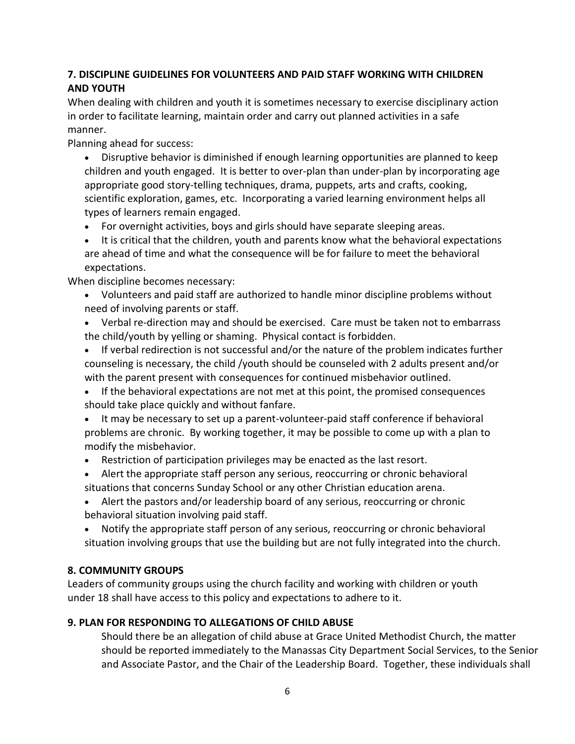## 7. DISCIPLINE GUIDELINES FOR VOLUNTEERS AND PAID STAFF WORKING WITH CHILDREN AND YOUTH

When dealing with children and youth it is sometimes necessary to exercise disciplinary action in order to facilitate learning, maintain order and carry out planned activities in a safe manner.

Planning ahead for success:

- Disruptive behavior is diminished if enough learning opportunities are planned to keep children and youth engaged. It is better to over-plan than under-plan by incorporating age appropriate good story-telling techniques, drama, puppets, arts and crafts, cooking, scientific exploration, games, etc. Incorporating a varied learning environment helps all types of learners remain engaged.
- For overnight activities, boys and girls should have separate sleeping areas.
- It is critical that the children, youth and parents know what the behavioral expectations are ahead of time and what the consequence will be for failure to meet the behavioral expectations.

When discipline becomes necessary:

- Volunteers and paid staff are authorized to handle minor discipline problems without need of involving parents or staff.
- Verbal re-direction may and should be exercised. Care must be taken not to embarrass the child/youth by yelling or shaming. Physical contact is forbidden.
- If verbal redirection is not successful and/or the nature of the problem indicates further counseling is necessary, the child /youth should be counseled with 2 adults present and/or with the parent present with consequences for continued misbehavior outlined.
- If the behavioral expectations are not met at this point, the promised consequences should take place quickly and without fanfare.
- It may be necessary to set up a parent-volunteer-paid staff conference if behavioral problems are chronic. By working together, it may be possible to come up with a plan to modify the misbehavior.
- Restriction of participation privileges may be enacted as the last resort.
- Alert the appropriate staff person any serious, reoccurring or chronic behavioral situations that concerns Sunday School or any other Christian education arena.
- Alert the pastors and/or leadership board of any serious, reoccurring or chronic behavioral situation involving paid staff.
- Notify the appropriate staff person of any serious, reoccurring or chronic behavioral situation involving groups that use the building but are not fully integrated into the church.

## 8. COMMUNITY GROUPS

Leaders of community groups using the church facility and working with children or youth under 18 shall have access to this policy and expectations to adhere to it.

## 9. PLAN FOR RESPONDING TO ALLEGATIONS OF CHILD ABUSE

Should there be an allegation of child abuse at Grace United Methodist Church, the matter should be reported immediately to the Manassas City Department Social Services, to the Senior and Associate Pastor, and the Chair of the Leadership Board. Together, these individuals shall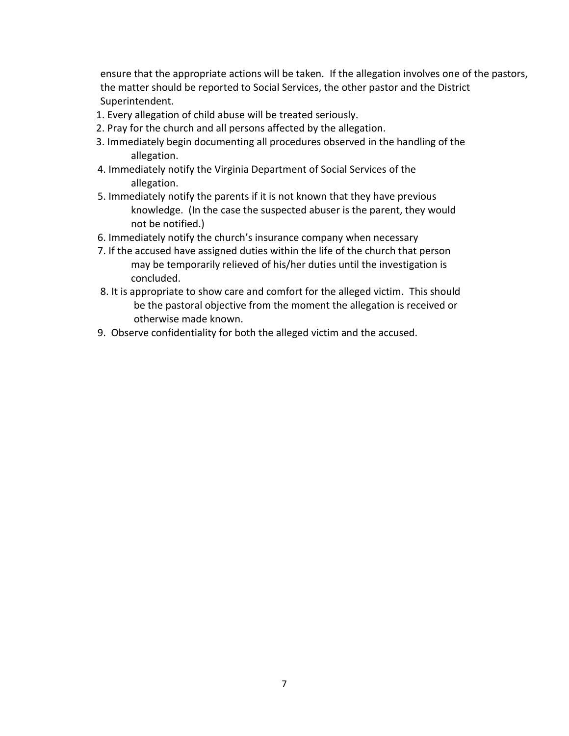ensure that the appropriate actions will be taken. If the allegation involves one of the pastors, the matter should be reported to Social Services, the other pastor and the District Superintendent.

1. Every allegation of child abuse will be treated seriously.
2. Pray for the church and all persons affected by the allegation.
3. Immediately begin documenting all procedures observed in the handling of the allegation.
4. Immediately notify the Virginia Department of Social Services of the allegation.
5. Immediately notify the parents if it is not known that they have previous knowledge. (In the case the suspected abuser is the parent, they would not be notified.)
6. Immediately notify the church's insurance company when necessary
7. If the accused have assigned duties within the life of the church that person may be temporarily relieved of his/her duties until the investigation is concluded.
8. It is appropriate to show care and comfort for the alleged victim. This should be the pastoral objective from the moment the allegation is received or otherwise made known.
9. Observe confidentiality for both the alleged victim and the accused.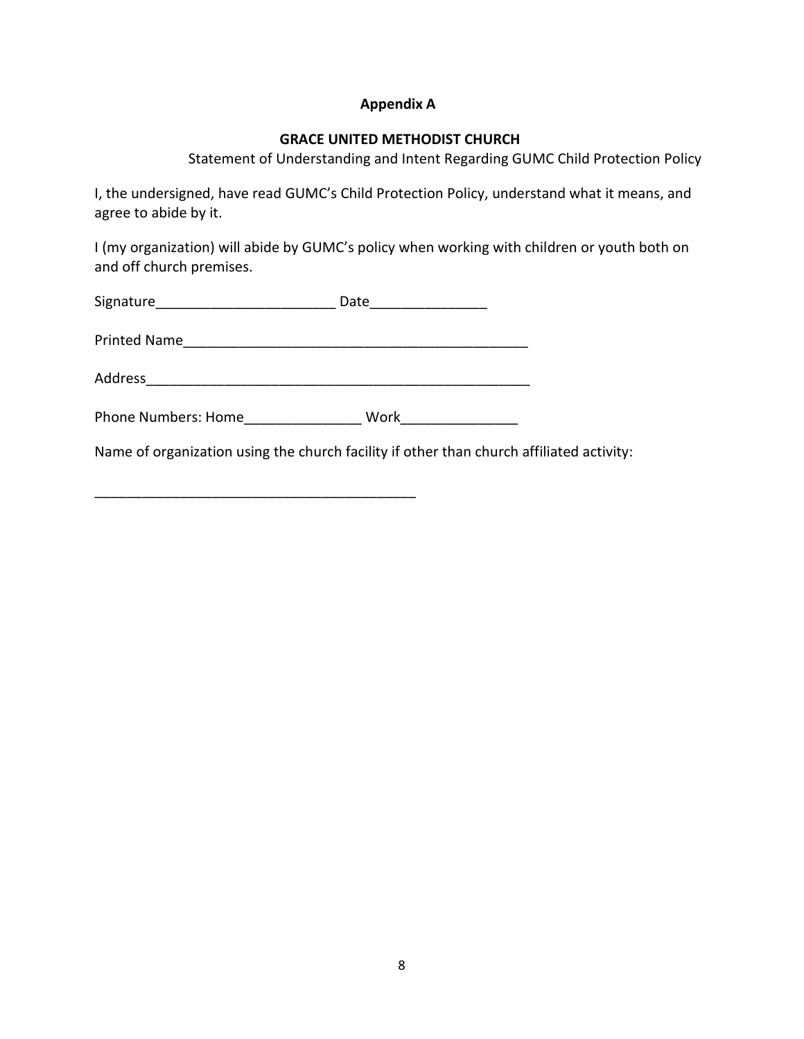**Appendix A**

**GRACE UNITED METHODIST CHURCH**

Statement of Understanding and Intent Regarding GUMC Child Protection Policy

I, the undersigned, have read GUMC's Child Protection Policy, understand what it means, and agree to abide by it.

I (my organization) will abide by GUMC's policy when working with children or youth both on and off church premises.

Signature_______________________ Date_______________

Printed Name_____________________________________________

Address__________________________________________________

Phone Numbers: Home_______________ Work_______________

Name of organization using the church facility if other than church affiliated activity:

_________________________________________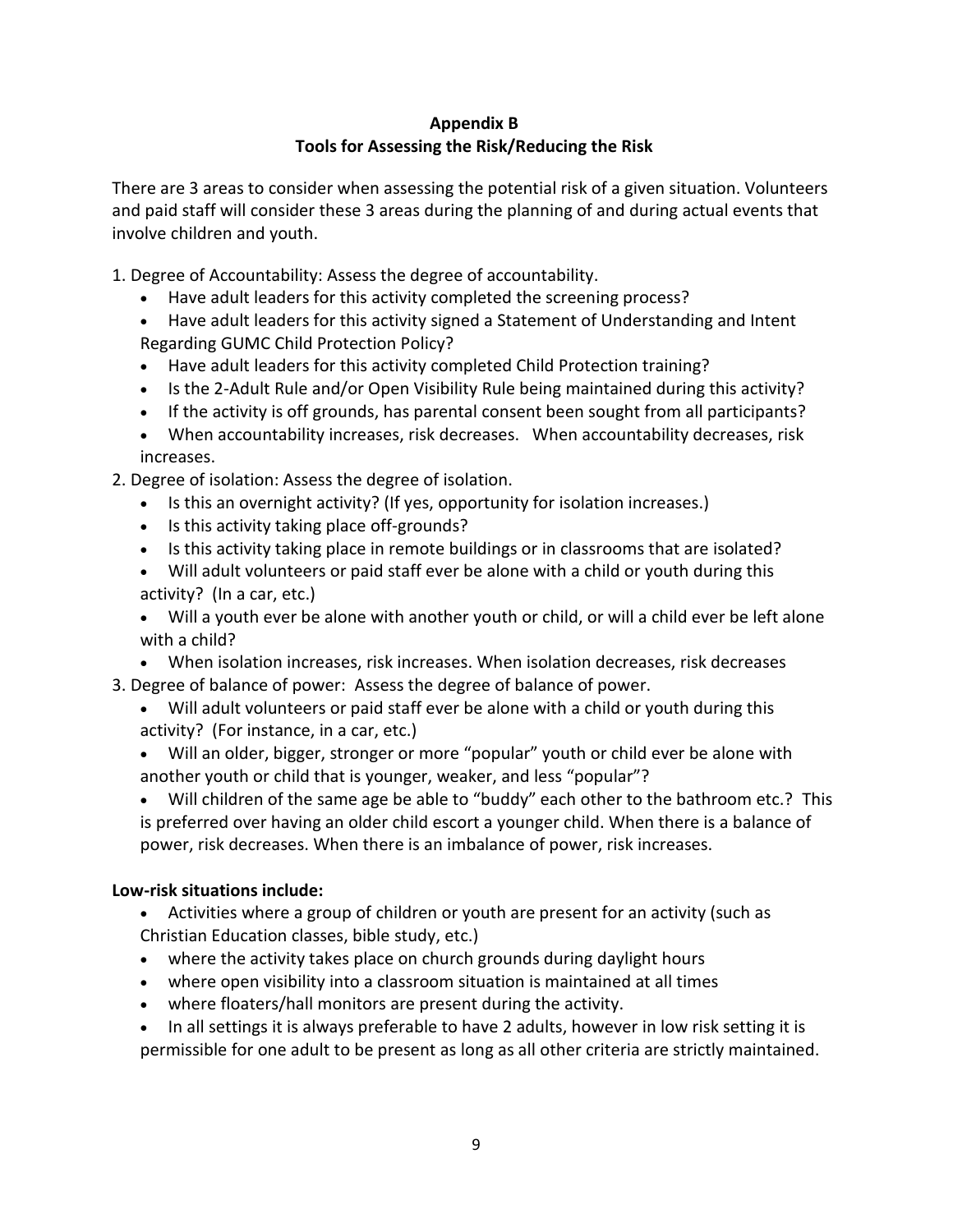## Appendix B
## Tools for Assessing the Risk/Reducing the Risk

There are 3 areas to consider when assessing the potential risk of a given situation. Volunteers and paid staff will consider these 3 areas during the planning of and during actual events that involve children and youth.

1. Degree of Accountability: Assess the degree of accountability.
   - Have adult leaders for this activity completed the screening process?
   - Have adult leaders for this activity signed a Statement of Understanding and Intent Regarding GUMC Child Protection Policy?
   - Have adult leaders for this activity completed Child Protection training?
   - Is the 2-Adult Rule and/or Open Visibility Rule being maintained during this activity?
   - If the activity is off grounds, has parental consent been sought from all participants?
   - When accountability increases, risk decreases. When accountability decreases, risk increases.
2. Degree of isolation: Assess the degree of isolation.
   - Is this an overnight activity? (If yes, opportunity for isolation increases.)
   - Is this activity taking place off-grounds?
   - Is this activity taking place in remote buildings or in classrooms that are isolated?
   - Will adult volunteers or paid staff ever be alone with a child or youth during this activity? (In a car, etc.)
   - Will a youth ever be alone with another youth or child, or will a child ever be left alone with a child?
   - When isolation increases, risk increases. When isolation decreases, risk decreases
3. Degree of balance of power: Assess the degree of balance of power.
   - Will adult volunteers or paid staff ever be alone with a child or youth during this activity? (For instance, in a car, etc.)
   - Will an older, bigger, stronger or more "popular" youth or child ever be alone with another youth or child that is younger, weaker, and less "popular"?
   - Will children of the same age be able to "buddy" each other to the bathroom etc.? This is preferred over having an older child escort a younger child. When there is a balance of power, risk decreases. When there is an imbalance of power, risk increases.

**Low-risk situations include:**

- Activities where a group of children or youth are present for an activity (such as Christian Education classes, bible study, etc.)
- where the activity takes place on church grounds during daylight hours
- where open visibility into a classroom situation is maintained at all times
- where floaters/hall monitors are present during the activity.
- In all settings it is always preferable to have 2 adults, however in low risk setting it is permissible for one adult to be present as long as all other criteria are strictly maintained.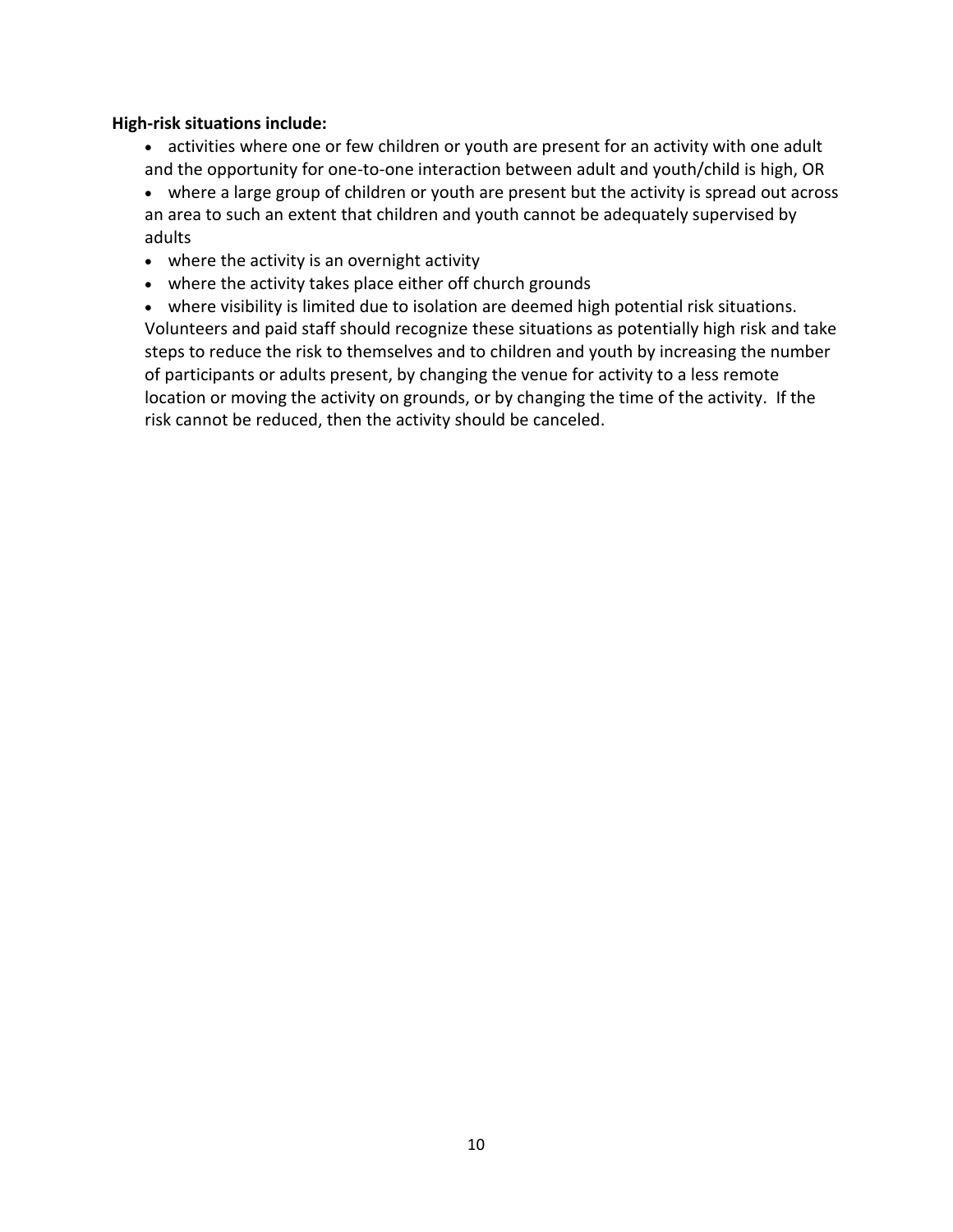**High-risk situations include:**

- activities where one or few children or youth are present for an activity with one adult and the opportunity for one-to-one interaction between adult and youth/child is high, OR
- where a large group of children or youth are present but the activity is spread out across an area to such an extent that children and youth cannot be adequately supervised by adults
- where the activity is an overnight activity
- where the activity takes place either off church grounds
- where visibility is limited due to isolation are deemed high potential risk situations.

Volunteers and paid staff should recognize these situations as potentially high risk and take steps to reduce the risk to themselves and to children and youth by increasing the number of participants or adults present, by changing the venue for activity to a less remote location or moving the activity on grounds, or by changing the time of the activity. If the risk cannot be reduced, then the activity should be canceled.